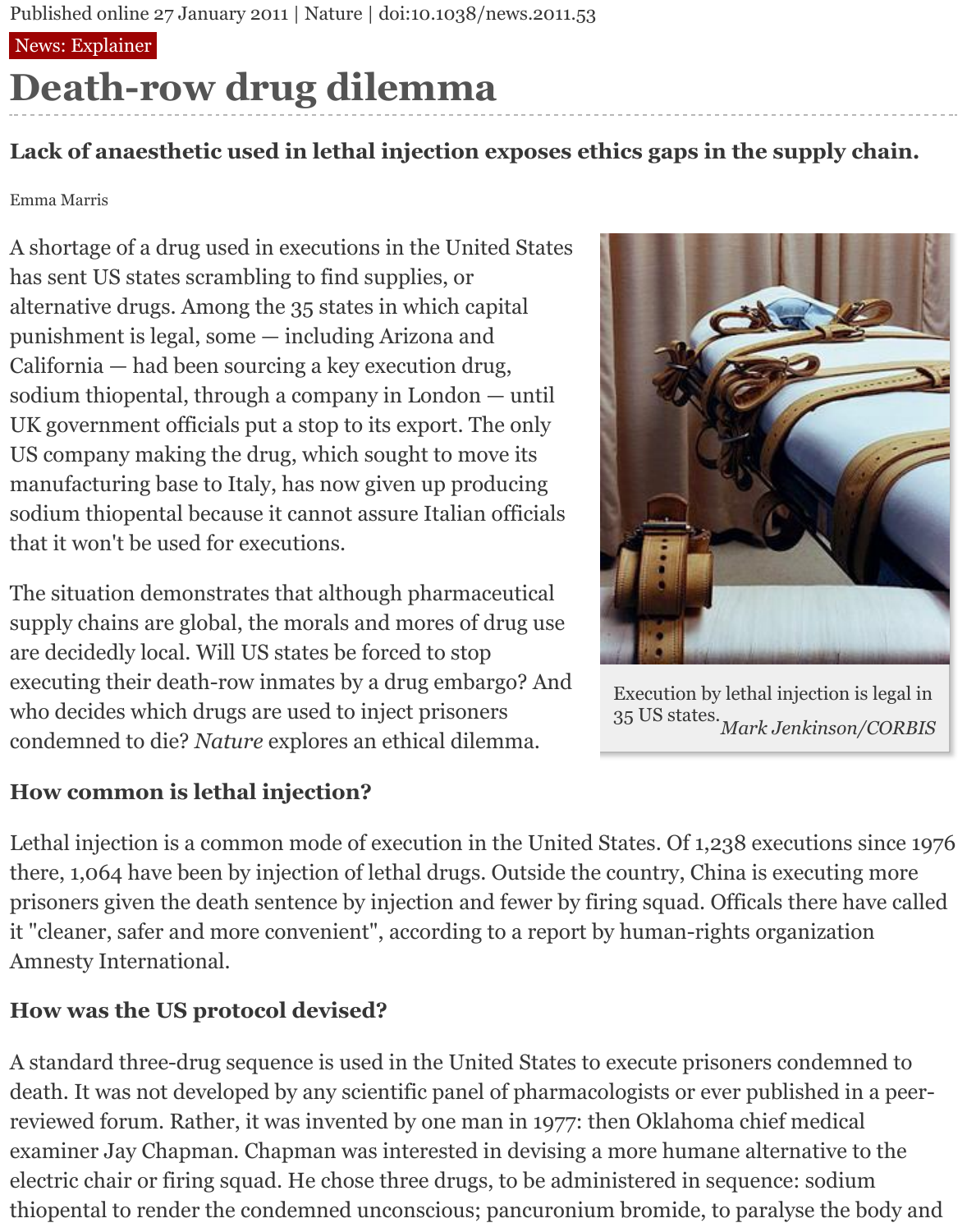Published online 27 January 2011 | Nature | doi:10.1038/news.2011.53

News: Explainer

# Death-row drug dilemma

**Lack of anaesthetic used in lethal injection exposes ethics gaps in the supply chain.**

Emma Marris

A shortage of a drug used in executions in the United States has sent US states scrambling to find supplies, or alternative drugs. Among the 35 states in which capital punishment is legal, some — including Arizona and California — had been sourcing a key execution drug, sodium thiopental, through a company in London — until UK government officials put a stop to its export. The only US company making the drug, which sought to move its manufacturing base to Italy, has now given up producing sodium thiopental because it cannot assure Italian officials that it won't be used for executions.

The situation demonstrates that although pharmaceutical supply chains are global, the morals and mores of drug use are decidedly local. Will US states be forced to stop executing their death-row inmates by a drug embargo? And who decides which drugs are used to inject prisoners condemned to die? *Nature* explores an ethical dilemma.

Execution by lethal injection is legal in 35 US states. *Mark Jenkinson/CORBIS*

### How common is lethal injection?

Lethal injection is a common mode of execution in the United States. Of 1,238 executions since 1976 there, 1,064 have been by injection of lethal drugs. Outside the country, China is executing more prisoners given the death sentence by injection and fewer by firing squad. Officals there have called it "cleaner, safer and more convenient", according to a report by human-rights organization Amnesty International.

### How was the US protocol devised?

A standard three-drug sequence is used in the United States to execute prisoners condemned to death. It was not developed by any scientific panel of pharmacologists or ever published in a peer-reviewed forum. Rather, it was invented by one man in 1977: then Oklahoma chief medical examiner Jay Chapman. Chapman was interested in devising a more humane alternative to the electric chair or firing squad. He chose three drugs, to be administered in sequence: sodium thiopental to render the condemned unconscious; pancuronium bromide, to paralyse the body and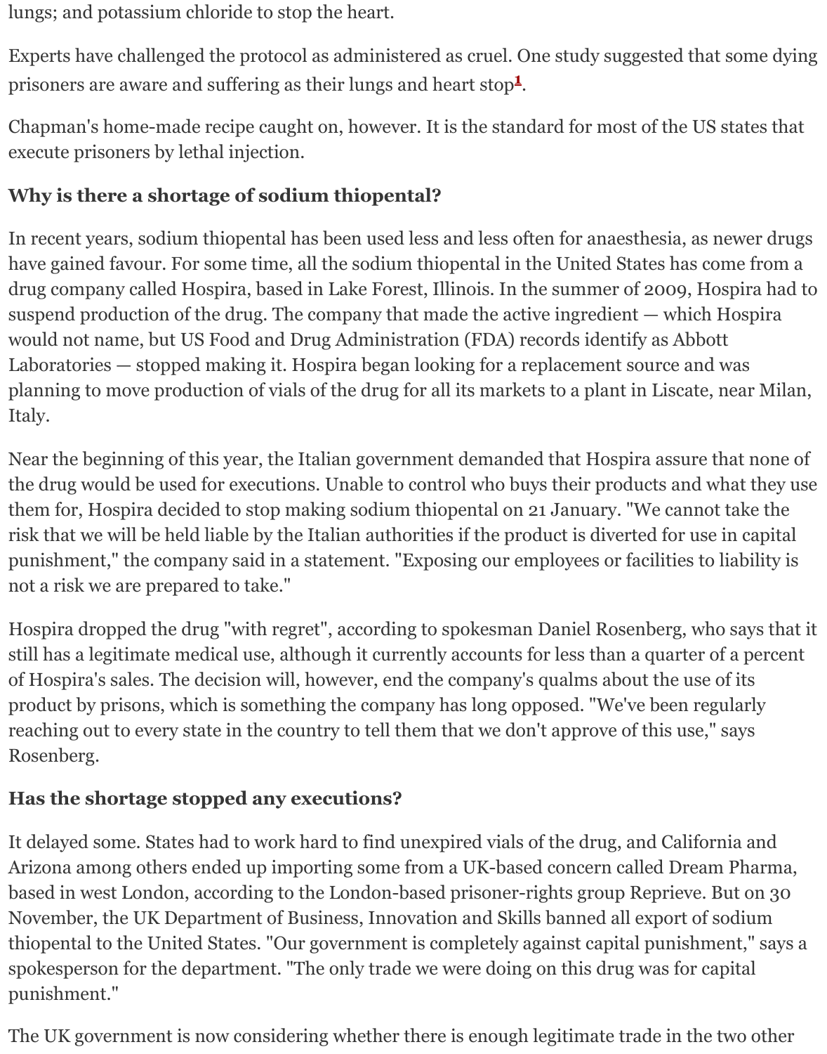lungs; and potassium chloride to stop the heart.

Experts have challenged the protocol as administered as cruel. One study suggested that some dying prisoners are aware and suffering as their lungs and heart stop[1].

Chapman's home-made recipe caught on, however. It is the standard for most of the US states that execute prisoners by lethal injection.

### Why is there a shortage of sodium thiopental?

In recent years, sodium thiopental has been used less and less often for anaesthesia, as newer drugs have gained favour. For some time, all the sodium thiopental in the United States has come from a drug company called Hospira, based in Lake Forest, Illinois. In the summer of 2009, Hospira had to suspend production of the drug. The company that made the active ingredient — which Hospira would not name, but US Food and Drug Administration (FDA) records identify as Abbott Laboratories — stopped making it. Hospira began looking for a replacement source and was planning to move production of vials of the drug for all its markets to a plant in Liscate, near Milan, Italy.

Near the beginning of this year, the Italian government demanded that Hospira assure that none of the drug would be used for executions. Unable to control who buys their products and what they use them for, Hospira decided to stop making sodium thiopental on 21 January. "We cannot take the risk that we will be held liable by the Italian authorities if the product is diverted for use in capital punishment," the company said in a statement. "Exposing our employees or facilities to liability is not a risk we are prepared to take."

Hospira dropped the drug "with regret", according to spokesman Daniel Rosenberg, who says that it still has a legitimate medical use, although it currently accounts for less than a quarter of a percent of Hospira's sales. The decision will, however, end the company's qualms about the use of its product by prisons, which is something the company has long opposed. "We've been regularly reaching out to every state in the country to tell them that we don't approve of this use," says Rosenberg.

### Has the shortage stopped any executions?

It delayed some. States had to work hard to find unexpired vials of the drug, and California and Arizona among others ended up importing some from a UK-based concern called Dream Pharma, based in west London, according to the London-based prisoner-rights group Reprieve. But on 30 November, the UK Department of Business, Innovation and Skills banned all export of sodium thiopental to the United States. "Our government is completely against capital punishment," says a spokesperson for the department. "The only trade we were doing on this drug was for capital punishment."

The UK government is now considering whether there is enough legitimate trade in the two other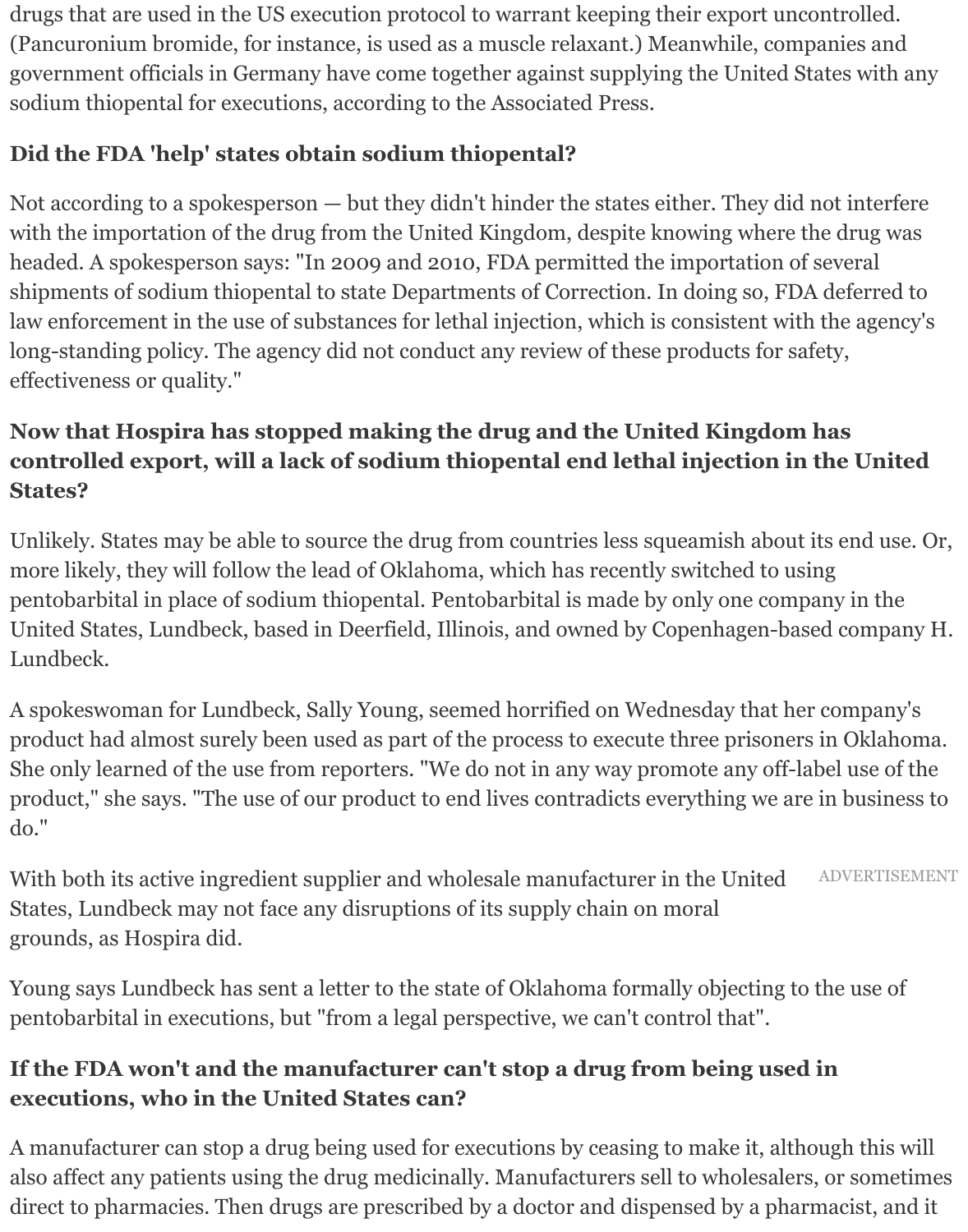drugs that are used in the US execution protocol to warrant keeping their export uncontrolled. (Pancuronium bromide, for instance, is used as a muscle relaxant.) Meanwhile, companies and government officials in Germany have come together against supplying the United States with any sodium thiopental for executions, according to the Associated Press.

### Did the FDA 'help' states obtain sodium thiopental?

Not according to a spokesperson — but they didn't hinder the states either. They did not interfere with the importation of the drug from the United Kingdom, despite knowing where the drug was headed. A spokesperson says: "In 2009 and 2010, FDA permitted the importation of several shipments of sodium thiopental to state Departments of Correction. In doing so, FDA deferred to law enforcement in the use of substances for lethal injection, which is consistent with the agency's long-standing policy. The agency did not conduct any review of these products for safety, effectiveness or quality."

### Now that Hospira has stopped making the drug and the United Kingdom has controlled export, will a lack of sodium thiopental end lethal injection in the United States?

Unlikely. States may be able to source the drug from countries less squeamish about its end use. Or, more likely, they will follow the lead of Oklahoma, which has recently switched to using pentobarbital in place of sodium thiopental. Pentobarbital is made by only one company in the United States, Lundbeck, based in Deerfield, Illinois, and owned by Copenhagen-based company H. Lundbeck.

A spokeswoman for Lundbeck, Sally Young, seemed horrified on Wednesday that her company's product had almost surely been used as part of the process to execute three prisoners in Oklahoma. She only learned of the use from reporters. "We do not in any way promote any off-label use of the product," she says. "The use of our product to end lives contradicts everything we are in business to do."

With both its active ingredient supplier and wholesale manufacturer in the United States, Lundbeck may not face any disruptions of its supply chain on moral grounds, as Hospira did.

Young says Lundbeck has sent a letter to the state of Oklahoma formally objecting to the use of pentobarbital in executions, but "from a legal perspective, we can't control that".

### If the FDA won't and the manufacturer can't stop a drug from being used in executions, who in the United States can?

A manufacturer can stop a drug being used for executions by ceasing to make it, although this will also affect any patients using the drug medicinally. Manufacturers sell to wholesalers, or sometimes direct to pharmacies. Then drugs are prescribed by a doctor and dispensed by a pharmacist, and it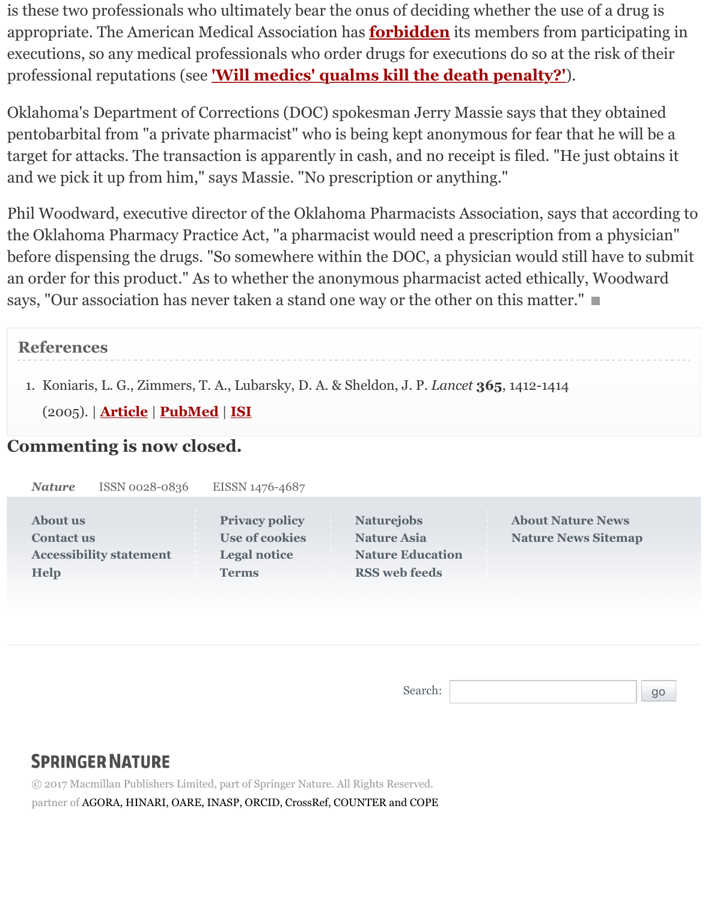is these two professionals who ultimately bear the onus of deciding whether the use of a drug is appropriate. The American Medical Association has **forbidden** its members from participating in executions, so any medical professionals who order drugs for executions do so at the risk of their professional reputations (see **'Will medics' qualms kill the death penalty?'**).

Oklahoma's Department of Corrections (DOC) spokesman Jerry Massie says that they obtained pentobarbital from "a private pharmacist" who is being kept anonymous for fear that he will be a target for attacks. The transaction is apparently in cash, and no receipt is filed. "He just obtains it and we pick it up from him," says Massie. "No prescription or anything."

Phil Woodward, executive director of the Oklahoma Pharmacists Association, says that according to the Oklahoma Pharmacy Practice Act, "a pharmacist would need a prescription from a physician" before dispensing the drugs. "So somewhere within the DOC, a physician would still have to submit an order for this product." As to whether the anonymous pharmacist acted ethically, Woodward says, "Our association has never taken a stand one way or the other on this matter." ■

## References

1. Koniaris, L. G., Zimmers, T. A., Lubarsky, D. A. & Sheldon, J. P. *Lancet* **365**, 1412-1414 (2005). | **Article** | **PubMed** | **ISI**

### Commenting is now closed.